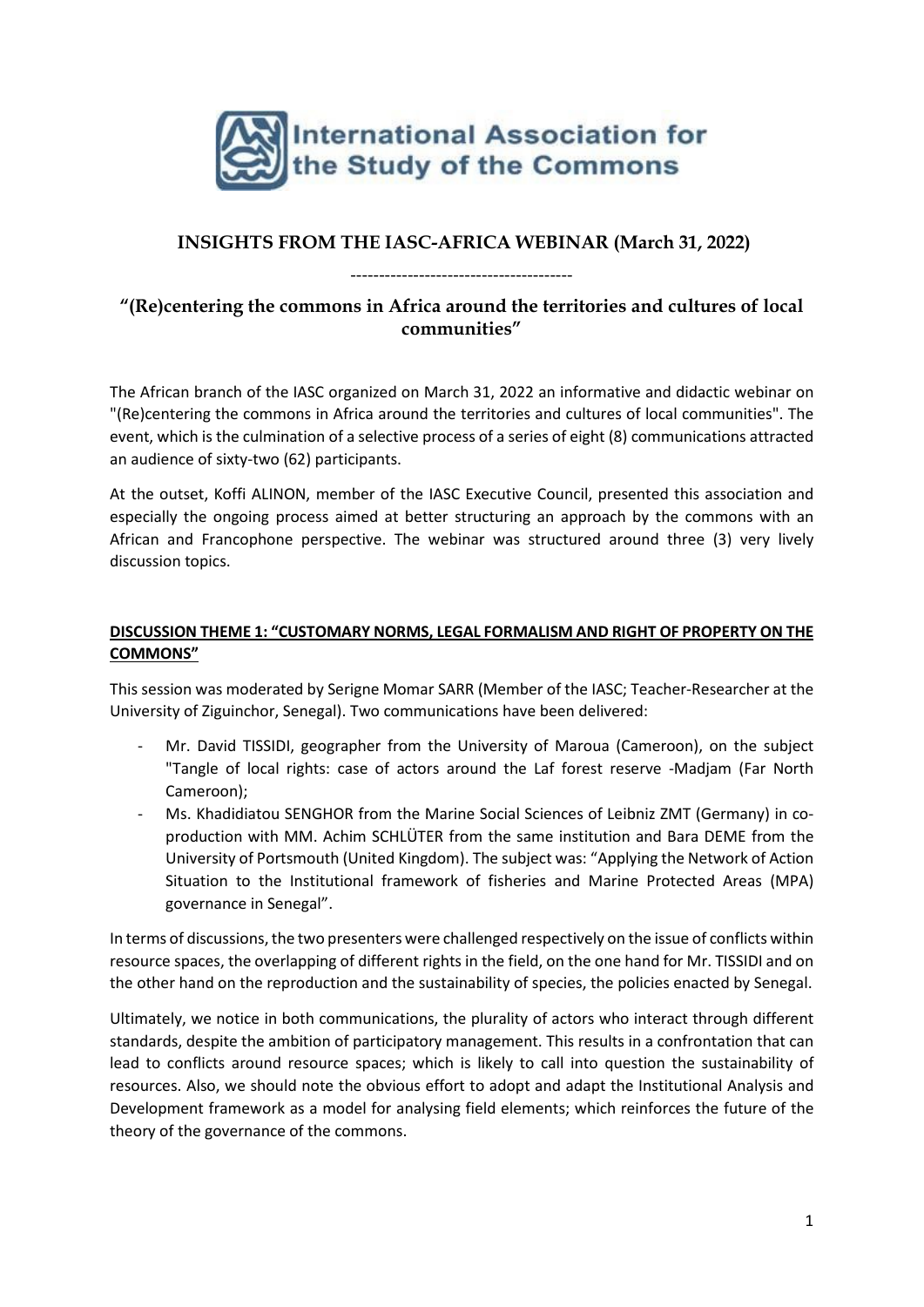International Association for the Study of the Commons

# INSIGHTS FROM THE IASC-AFRICA WEBINAR (March 31, 2022)

---------------------------------------

## "(Re)centering the commons in Africa around the territories and cultures of local communities"

The African branch of the IASC organized on March 31, 2022 an informative and didactic webinar on "(Re)centering the commons in Africa around the territories and cultures of local communities". The event, which is the culmination of a selective process of a series of eight (8) communications attracted an audience of sixty-two (62) participants.

At the outset, Koffi ALINON, member of the IASC Executive Council, presented this association and especially the ongoing process aimed at better structuring an approach by the commons with an African and Francophone perspective. The webinar was structured around three (3) very lively discussion topics.

### DISCUSSION THEME 1: "CUSTOMARY NORMS, LEGAL FORMALISM AND RIGHT OF PROPERTY ON THE COMMONS"

This session was moderated by Serigne Momar SARR (Member of the IASC; Teacher-Researcher at the University of Ziguinchor, Senegal). Two communications have been delivered:

- Mr. David TISSIDI, geographer from the University of Maroua (Cameroon), on the subject "Tangle of local rights: case of actors around the Laf forest reserve -Madjam (Far North Cameroon);
- Ms. Khadidiatou SENGHOR from the Marine Social Sciences of Leibniz ZMT (Germany) in co-production with MM. Achim SCHLÜTER from the same institution and Bara DEME from the University of Portsmouth (United Kingdom). The subject was: "Applying the Network of Action Situation to the Institutional framework of fisheries and Marine Protected Areas (MPA) governance in Senegal".

In terms of discussions, the two presenters were challenged respectively on the issue of conflicts within resource spaces, the overlapping of different rights in the field, on the one hand for Mr. TISSIDI and on the other hand on the reproduction and the sustainability of species, the policies enacted by Senegal.

Ultimately, we notice in both communications, the plurality of actors who interact through different standards, despite the ambition of participatory management. This results in a confrontation that can lead to conflicts around resource spaces; which is likely to call into question the sustainability of resources. Also, we should note the obvious effort to adopt and adapt the Institutional Analysis and Development framework as a model for analysing field elements; which reinforces the future of the theory of the governance of the commons.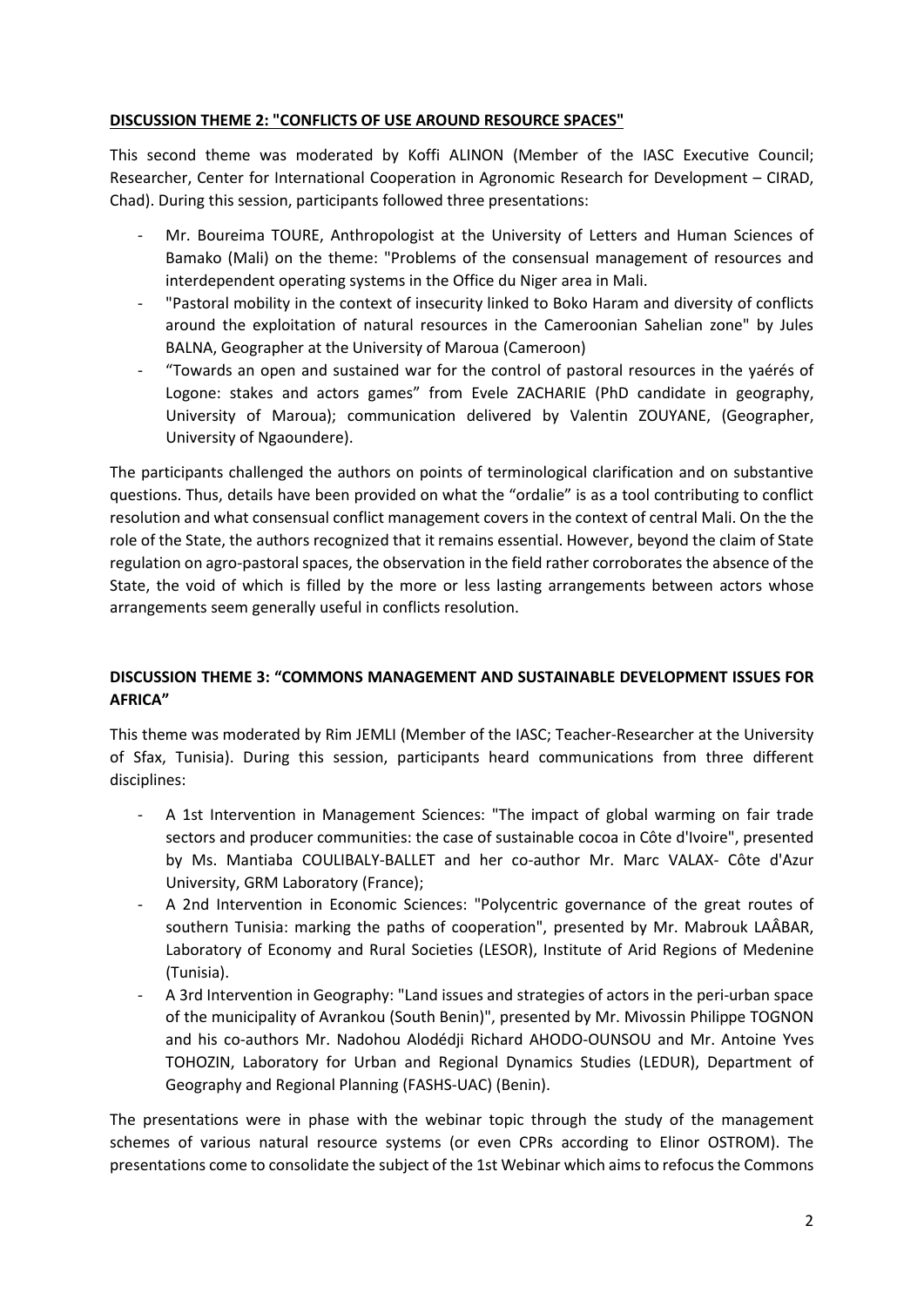## DISCUSSION THEME 2: "CONFLICTS OF USE AROUND RESOURCE SPACES"

This second theme was moderated by Koffi ALINON (Member of the IASC Executive Council; Researcher, Center for International Cooperation in Agronomic Research for Development – CIRAD, Chad). During this session, participants followed three presentations:

- Mr. Boureima TOURE, Anthropologist at the University of Letters and Human Sciences of Bamako (Mali) on the theme: "Problems of the consensual management of resources and interdependent operating systems in the Office du Niger area in Mali.
- "Pastoral mobility in the context of insecurity linked to Boko Haram and diversity of conflicts around the exploitation of natural resources in the Cameroonian Sahelian zone" by Jules BALNA, Geographer at the University of Maroua (Cameroon)
- "Towards an open and sustained war for the control of pastoral resources in the yaérés of Logone: stakes and actors games" from Evele ZACHARIE (PhD candidate in geography, University of Maroua); communication delivered by Valentin ZOUYANE, (Geographer, University of Ngaoundere).

The participants challenged the authors on points of terminological clarification and on substantive questions. Thus, details have been provided on what the "ordalie" is as a tool contributing to conflict resolution and what consensual conflict management covers in the context of central Mali. On the the role of the State, the authors recognized that it remains essential. However, beyond the claim of State regulation on agro-pastoral spaces, the observation in the field rather corroborates the absence of the State, the void of which is filled by the more or less lasting arrangements between actors whose arrangements seem generally useful in conflicts resolution.

## DISCUSSION THEME 3: "COMMONS MANAGEMENT AND SUSTAINABLE DEVELOPMENT ISSUES FOR AFRICA"

This theme was moderated by Rim JEMLI (Member of the IASC; Teacher-Researcher at the University of Sfax, Tunisia). During this session, participants heard communications from three different disciplines:

- A 1st Intervention in Management Sciences: "The impact of global warming on fair trade sectors and producer communities: the case of sustainable cocoa in Côte d'Ivoire", presented by Ms. Mantiaba COULIBALY-BALLET and her co-author Mr. Marc VALAX- Côte d'Azur University, GRM Laboratory (France);
- A 2nd Intervention in Economic Sciences: "Polycentric governance of the great routes of southern Tunisia: marking the paths of cooperation", presented by Mr. Mabrouk LAÂBAR, Laboratory of Economy and Rural Societies (LESOR), Institute of Arid Regions of Medenine (Tunisia).
- A 3rd Intervention in Geography: "Land issues and strategies of actors in the peri-urban space of the municipality of Avrankou (South Benin)", presented by Mr. Mivossin Philippe TOGNON and his co-authors Mr. Nadohou Alodédji Richard AHODO-OUNSOU and Mr. Antoine Yves TOHOZIN, Laboratory for Urban and Regional Dynamics Studies (LEDUR), Department of Geography and Regional Planning (FASHS-UAC) (Benin).

The presentations were in phase with the webinar topic through the study of the management schemes of various natural resource systems (or even CPRs according to Elinor OSTROM). The presentations come to consolidate the subject of the 1st Webinar which aims to refocus the Commons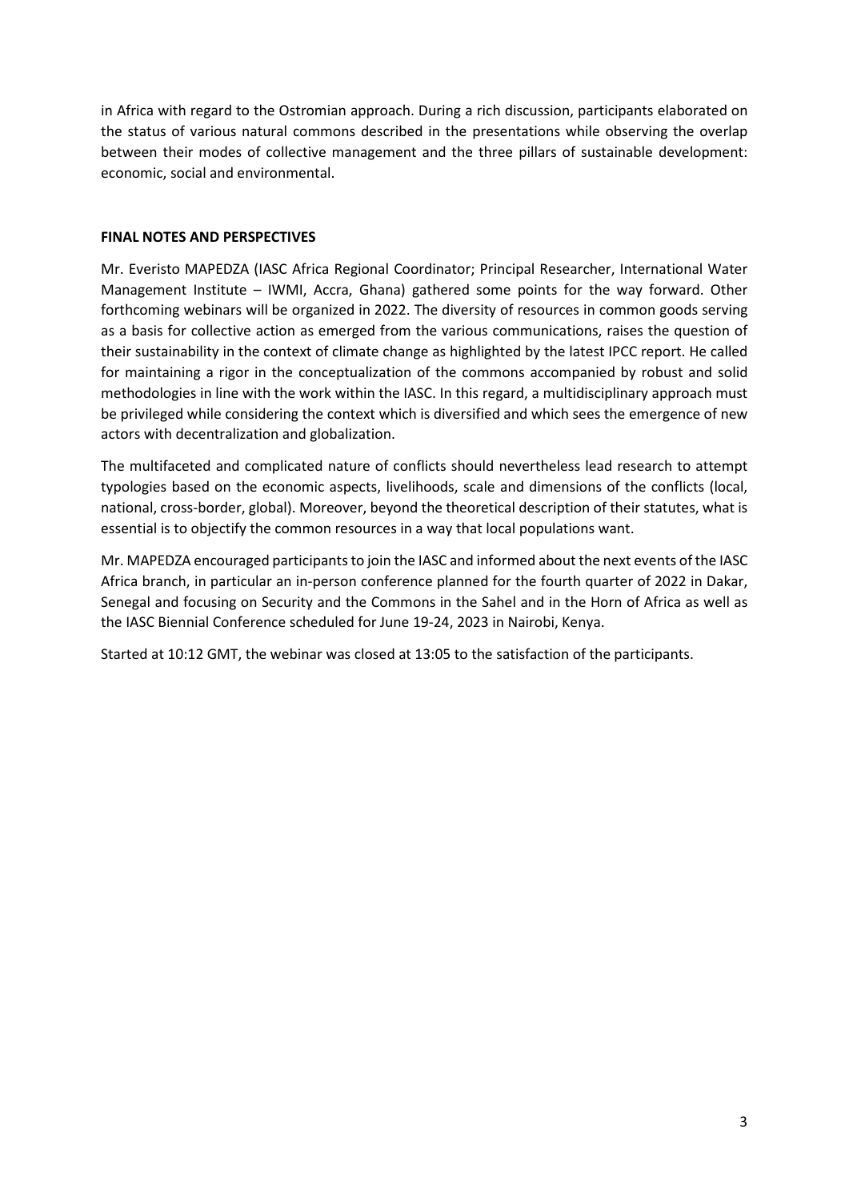in Africa with regard to the Ostromian approach. During a rich discussion, participants elaborated on the status of various natural commons described in the presentations while observing the overlap between their modes of collective management and the three pillars of sustainable development: economic, social and environmental.

**FINAL NOTES AND PERSPECTIVES**

Mr. Everisto MAPEDZA (IASC Africa Regional Coordinator; Principal Researcher, International Water Management Institute – IWMI, Accra, Ghana) gathered some points for the way forward. Other forthcoming webinars will be organized in 2022. The diversity of resources in common goods serving as a basis for collective action as emerged from the various communications, raises the question of their sustainability in the context of climate change as highlighted by the latest IPCC report. He called for maintaining a rigor in the conceptualization of the commons accompanied by robust and solid methodologies in line with the work within the IASC. In this regard, a multidisciplinary approach must be privileged while considering the context which is diversified and which sees the emergence of new actors with decentralization and globalization.

The multifaceted and complicated nature of conflicts should nevertheless lead research to attempt typologies based on the economic aspects, livelihoods, scale and dimensions of the conflicts (local, national, cross-border, global). Moreover, beyond the theoretical description of their statutes, what is essential is to objectify the common resources in a way that local populations want.

Mr. MAPEDZA encouraged participants to join the IASC and informed about the next events of the IASC Africa branch, in particular an in-person conference planned for the fourth quarter of 2022 in Dakar, Senegal and focusing on Security and the Commons in the Sahel and in the Horn of Africa as well as the IASC Biennial Conference scheduled for June 19-24, 2023 in Nairobi, Kenya.

Started at 10:12 GMT, the webinar was closed at 13:05 to the satisfaction of the participants.